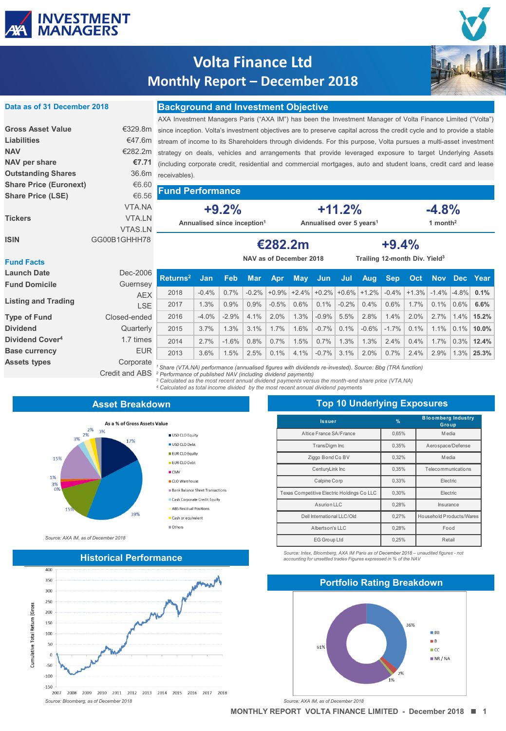# Volta Finance Ltd
## Monthly Report – December 2018

### Data as of 31 December 2018

| | |
|---|---|
| **Gross Asset Value** | €329.8m |
| **Liabilities** | €47.6m |
| **NAV** | €282.2m |
| **NAV per share** | **€7.71** |
| **Outstanding Shares** | 36.6m |
| **Share Price (Euronext)** | €6.60 |
| **Share Price (LSE)** | €6.56 |
| **Tickers** | VTA.NA<br>VTA.LN<br>VTAS.LN |
| **ISIN** | GG00B1GHHH78 |

### Fund Facts

| | |
|---|---|
| **Launch Date** | Dec-2006 |
| **Fund Domicile** | Guernsey |
| **Listing and Trading** | AEX<br>LSE |
| **Type of Fund** | Closed-ended |
| **Dividend** | Quarterly |
| **Dividend Cover**[4] | 1.7 times |
| **Base currency** | EUR |
| **Assets types** | Corporate<br>Credit and ABS |

## Background and Investment Objective

AXA Investment Managers Paris ("AXA IM") has been the Investment Manager of Volta Finance Limited ("Volta") since inception. Volta's investment objectives are to preserve capital across the credit cycle and to provide a stable stream of income to its Shareholders through dividends. For this purpose, Volta pursues a multi-asset investment strategy on deals, vehicles and arrangements that provide leveraged exposure to target Underlying Assets (including corporate credit, residential and commercial mortgages, auto and student loans, credit card and lease receivables).

## Fund Performance

| **+9.2%** | **+11.2%** | **-4.8%** |
|---|---|---|
| Annualised since inception[1] | Annualised over 5 years[1] | 1 month[2] |

| **€282.2m** | **+9.4%** |
|---|---|
| NAV as of December 2018 | Trailing 12-month Div. Yield[3] |

| Returns[2] | Jan | Feb | Mar | Apr | May | Jun | Jul | Aug | Sep | Oct | Nov | Dec | Year |
|---|---|---|---|---|---|---|---|---|---|---|---|---|---|
| 2018 | -0.4% | 0.7% | -0.2% | +0.9% | +2.4% | +0.2% | +0.6% | +1.2% | -0.4% | +1.3% | -1.4% | -4.8% | **0.1%** |
| 2017 | 1.3% | 0.9% | 0.9% | -0.5% | 0.6% | 0.1% | -0.2% | 0.4% | 0.6% | 1.7% | 0.1% | 0.6% | **6.6%** |
| 2016 | -4.0% | -2.9% | 4.1% | 2.0% | 1.3% | -0.9% | 5.5% | 2.8% | 1.4% | 2.0% | 2.7% | 1.4% | **15.2%** |
| 2015 | 3.7% | 1.3% | 3.1% | 1.7% | 1.6% | -0.7% | 0.1% | -0.6% | -1.7% | 0.1% | 1.1% | 0.1% | **10.0%** |
| 2014 | 2.7% | -1.6% | 0.8% | 0.7% | 1.5% | 0.7% | 1.3% | 1.3% | 2.4% | 0.4% | 1.7% | 0.3% | **12.4%** |
| 2013 | 3.6% | 1.5% | 2.5% | 0.1% | 4.1% | -0.7% | 3.1% | 2.0% | 0.7% | 2.4% | 2.9% | 1.3% | **25.3%** |

*[1] Share (VTA.NA) performance (annualised figures with dividends re-invested). Source: Bbg (TRA function)*
*[2] Performance of published NAV (including dividend payments)*
*[3] Calculated as the most recent annual dividend payments versus the month-end share price (VTA.NA)*
*[4] Calculated as total income divided by the most recent annual dividend payments*

## Asset Breakdown

As a % of Gross Assets Value

- USD CLO Equity: 17%
- USD CLO Debt: 39%
- EUR CLO Equity: 15%
- EUR CLO Debt: 0%
- CMV: 3%
- CLO Warehouse: 1%
- Bank Balance Sheet Transactions: 15%
- Cash Corporate Credit Equity: 3%
- ABS Residual Positions: 2%
- Cash or equivalent: 2%
- Others: 3%

*Source: AXA IM, as of December 2018*

## Top 10 Underlying Exposures

| Issuer | % | Bloomberg Industry Group |
|---|---|---|
| Altice France SA/France | 0,65% | Media |
| TransDigm Inc | 0,35% | Aerospace/Defense |
| Ziggo Bond Co BV | 0,32% | Media |
| CenturyLink Inc | 0,35% | Telecommunications |
| Calpine Corp | 0,33% | Electric |
| Texas Competitive Electric Holdings Co LLC | 0,30% | Electric |
| Asurion LLC | 0,28% | Insurance |
| Dell International LLC/Old | 0,27% | Household Products/Wares |
| Albertson's LLC | 0,28% | Food |
| EG Group Ltd | 0,25% | Retail |

*Source: Intex, Bloomberg, AXA IM Paris as of December 2018 – unaudited figures - not accounting for unsettled trades Figures expressed in % of the NAV*

## Historical Performance

Cumulative Total Return (Gross), 2007–2018

*Source: Bloomberg, as of December 2018*

## Portfolio Rating Breakdown

- BB: 36%
- B: 2%
- CC: 1%
- NR / NA: 61%

*Source: AXA IM, as of December 2018*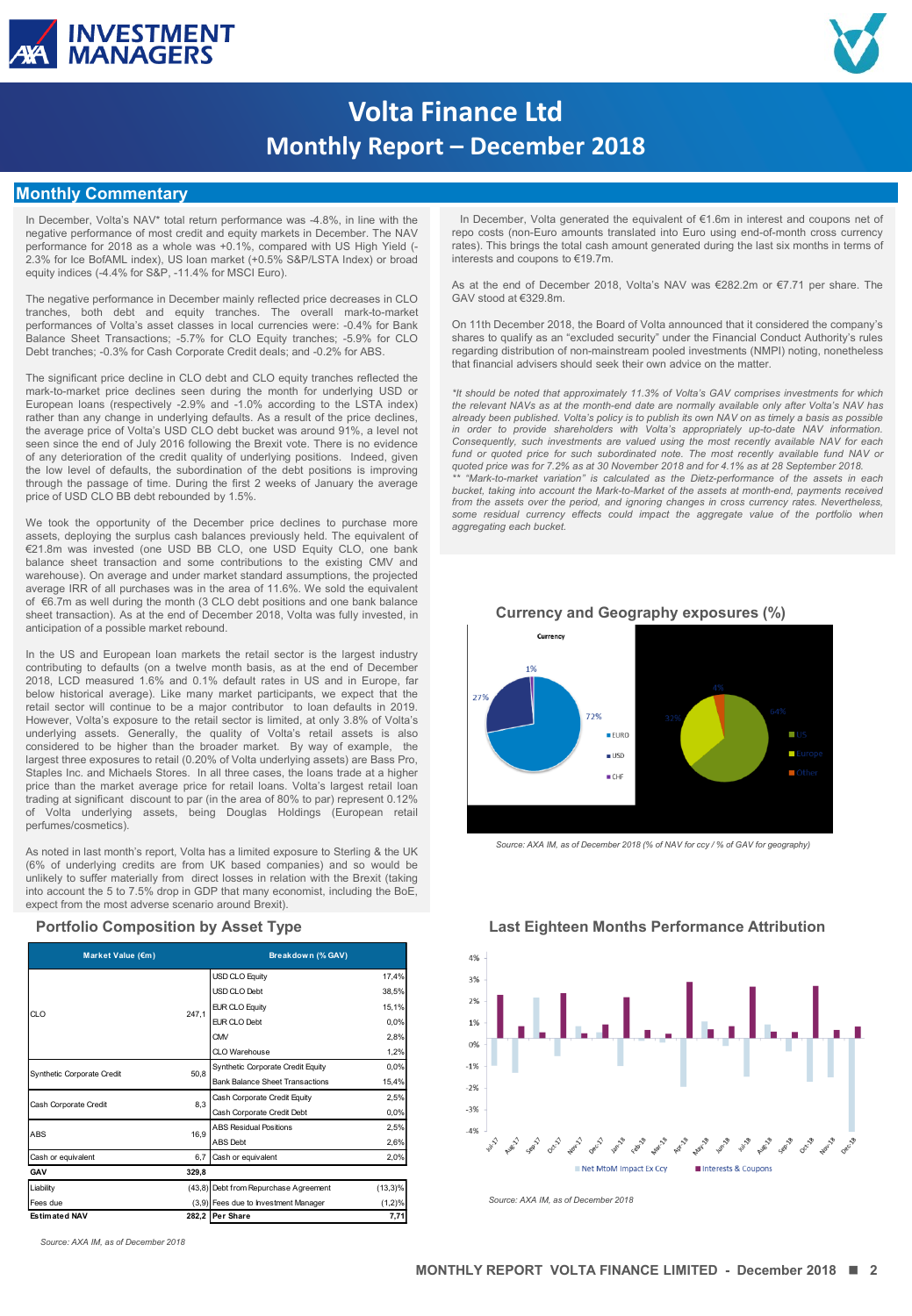# Volta Finance Ltd
## Monthly Report – December 2018

## Monthly Commentary

In December, Volta's NAV* total return performance was -4.8%, in line with the negative performance of most credit and equity markets in December. The NAV performance for 2018 as a whole was +0.1%, compared with US High Yield (-2.3% for Ice BofAML index), US loan market (+0.5% S&P/LSTA Index) or broad equity indices (-4.4% for S&P, -11.4% for MSCI Euro).

The negative performance in December mainly reflected price decreases in CLO tranches, both debt and equity tranches. The overall mark-to-market performances of Volta's asset classes in local currencies were: -0.4% for Bank Balance Sheet Transactions; -5.7% for CLO Equity tranches; -5.9% for CLO Debt tranches; -0.3% for Cash Corporate Credit deals; and -0.2% for ABS.

The significant price decline in CLO debt and CLO equity tranches reflected the mark-to-market price declines seen during the month for underlying USD or European loans (respectively -2.9% and -1.0% according to the LSTA index) rather than any change in underlying defaults. As a result of the price declines, the average price of Volta's USD CLO debt bucket was around 91%, a level not seen since the end of July 2016 following the Brexit vote. There is no evidence of any deterioration of the credit quality of underlying positions. Indeed, given the low level of defaults, the subordination of the debt positions is improving through the passage of time. During the first 2 weeks of January the average price of USD CLO BB debt rebounded by 1.5%.

We took the opportunity of the December price declines to purchase more assets, deploying the surplus cash balances previously held. The equivalent of €21.8m was invested (one USD BB CLO, one USD Equity CLO, one bank balance sheet transaction and some contributions to the existing CMV and warehouse). On average and under market standard assumptions, the projected average IRR of all purchases was in the area of 11.6%. We sold the equivalent of €6.7m as well during the month (3 CLO debt positions and one bank balance sheet transaction). As at the end of December 2018, Volta was fully invested, in anticipation of a possible market rebound.

In the US and European loan markets the retail sector is the largest industry contributing to defaults (on a twelve month basis, as at the end of December 2018, LCD measured 1.6% and 0.1% default rates in US and in Europe, far below historical average). Like many market participants, we expect that the retail sector will continue to be a major contributor to loan defaults in 2019. However, Volta's exposure to the retail sector is limited, at only 3.8% of Volta's underlying assets. Generally, the quality of Volta's retail assets is also considered to be higher than the broader market. By way of example, the largest three exposures to retail (0.20% of Volta underlying assets) are Bass Pro, Staples Inc. and Michaels Stores. In all three cases, the loans trade at a higher price than the market average price for retail loans. Volta's largest retail loan trading at significant discount to par (in the area of 80% to par) represent 0.12% of Volta underlying assets, being Douglas Holdings (European retail perfumes/cosmetics).

As noted in last month's report, Volta has a limited exposure to Sterling & the UK (6% of underlying credits are from UK based companies) and so would be unlikely to suffer materially from direct losses in relation with the Brexit (taking into account the 5 to 7.5% drop in GDP that many economist, including the BoE, expect from the most adverse scenario around Brexit).

In December, Volta generated the equivalent of €1.6m in interest and coupons net of repo costs (non-Euro amounts translated into Euro using end-of-month cross currency rates). This brings the total cash amount generated during the last six months in terms of interests and coupons to €19.7m.

As at the end of December 2018, Volta's NAV was €282.2m or €7.71 per share. The GAV stood at €329.8m.

On 11th December 2018, the Board of Volta announced that it considered the company's shares to qualify as an "excluded security" under the Financial Conduct Authority's rules regarding distribution of non-mainstream pooled investments (NMPI) noting, nonetheless that financial advisers should seek their own advice on the matter.

*It should be noted that approximately 11.3% of Volta's GAV comprises investments for which the relevant NAVs as at the month-end date are normally available only after Volta's NAV has already been published. Volta's policy is to publish its own NAV on as timely a basis as possible in order to provide shareholders with Volta's appropriately up-to-date NAV information. Consequently, such investments are valued using the most recently available NAV for each fund or quoted price for such subordinated note. The most recently available fund NAV or quoted price was for 7.2% as at 30 November 2018 and for 4.1% as at 28 September 2018.*
*** "Mark-to-market variation" is calculated as the Dietz-performance of the assets in each bucket, taking into account the Mark-to-Market of the assets at month-end, payments received from the assets over the period, and ignoring changes in cross currency rates. Nevertheless, some residual currency effects could impact the aggregate value of the portfolio when aggregating each bucket.*

## Currency and Geography exposures (%)

Currency: EURO 72%, USD 27%, CHF 1%

Geography: US 64%, Europe 32%, Other 4%

*Source: AXA IM, as of December 2018 (% of NAV for ccy / % of GAV for geography)*

## Portfolio Composition by Asset Type

| Market Value (€m) | | Breakdown (% GAV) | |
|---|---|---|---|
| CLO | 247,1 | USD CLO Equity | 17,4% |
| | | USD CLO Debt | 38,5% |
| | | EUR CLO Equity | 15,1% |
| | | EUR CLO Debt | 0,0% |
| | | CMV | 2,8% |
| | | CLO Warehouse | 1,2% |
| Synthetic Corporate Credit | 50,8 | Synthetic Corporate Credit Equity | 0,0% |
| | | Bank Balance Sheet Transactions | 15,4% |
| Cash Corporate Credit | 8,3 | Cash Corporate Credit Equity | 2,5% |
| | | Cash Corporate Credit Debt | 0,0% |
| ABS | 16,9 | ABS Residual Positions | 2,5% |
| | | ABS Debt | 2,6% |
| Cash or equivalent | 6,7 | Cash or equivalent | 2,0% |
| **GAV** | **329,8** | | |
| Liability | (43,8) | Debt from Repurchase Agreement | (13,3)% |
| Fees due | (3,9) | Fees due to Investment Manager | (1,2)% |
| **Estimated NAV** | **282,2** | **Per Share** | **7,71** |

*Source: AXA IM, as of December 2018*

## Last Eighteen Months Performance Attribution

Legend: Net MtoM Impact Ex Ccy; Interests & Coupons

*Source: AXA IM, as of December 2018*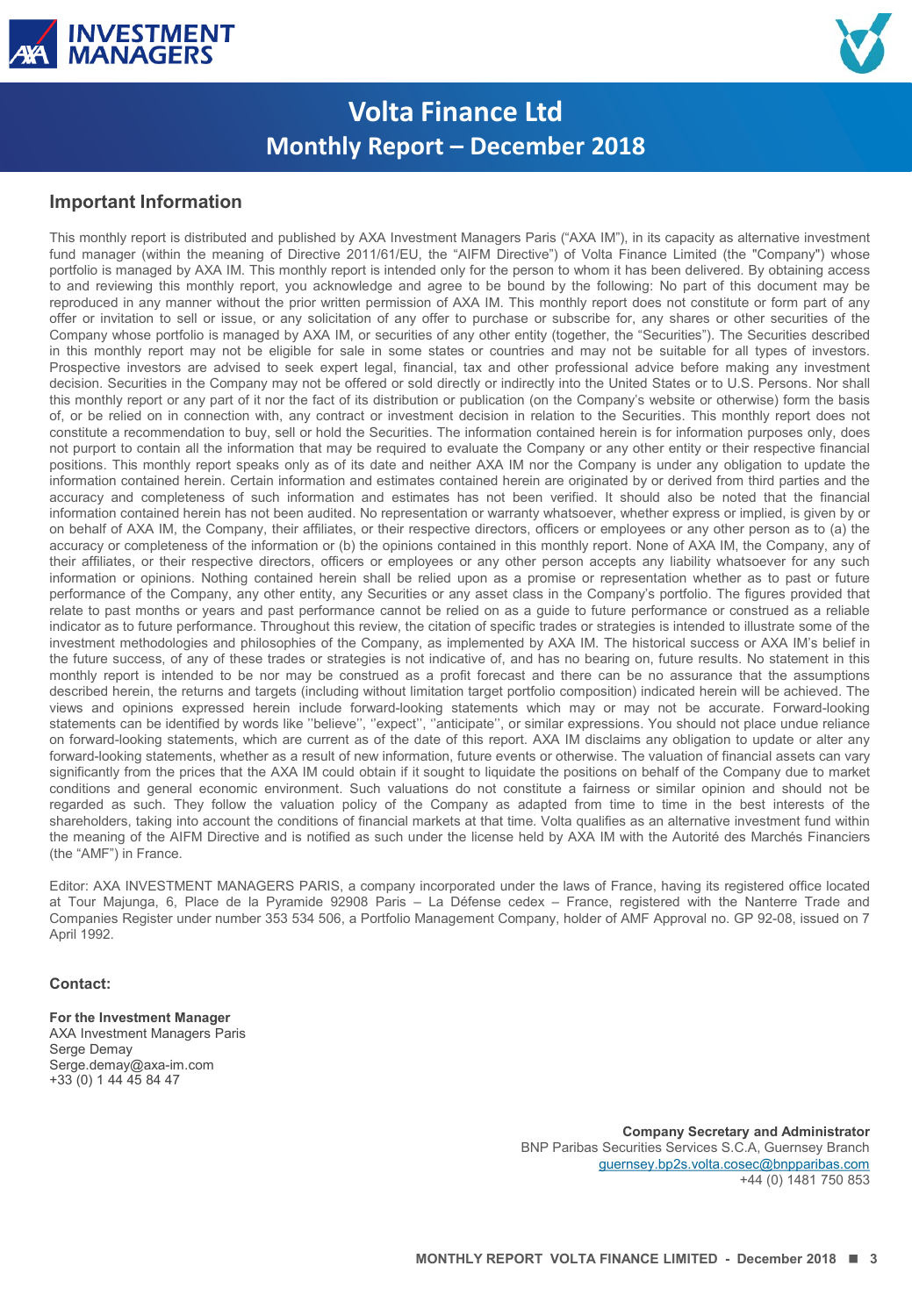# Volta Finance Ltd
## Monthly Report – December 2018

### Important Information

This monthly report is distributed and published by AXA Investment Managers Paris ("AXA IM"), in its capacity as alternative investment fund manager (within the meaning of Directive 2011/61/EU, the "AIFM Directive") of Volta Finance Limited (the "Company") whose portfolio is managed by AXA IM. This monthly report is intended only for the person to whom it has been delivered. By obtaining access to and reviewing this monthly report, you acknowledge and agree to be bound by the following: No part of this document may be reproduced in any manner without the prior written permission of AXA IM. This monthly report does not constitute or form part of any offer or invitation to sell or issue, or any solicitation of any offer to purchase or subscribe for, any shares or other securities of the Company whose portfolio is managed by AXA IM, or securities of any other entity (together, the "Securities"). The Securities described in this monthly report may not be eligible for sale in some states or countries and may not be suitable for all types of investors. Prospective investors are advised to seek expert legal, financial, tax and other professional advice before making any investment decision. Securities in the Company may not be offered or sold directly or indirectly into the United States or to U.S. Persons. Nor shall this monthly report or any part of it nor the fact of its distribution or publication (on the Company's website or otherwise) form the basis of, or be relied on in connection with, any contract or investment decision in relation to the Securities. This monthly report does not constitute a recommendation to buy, sell or hold the Securities. The information contained herein is for information purposes only, does not purport to contain all the information that may be required to evaluate the Company or any other entity or their respective financial positions. This monthly report speaks only as of its date and neither AXA IM nor the Company is under any obligation to update the information contained herein. Certain information and estimates contained herein are originated by or derived from third parties and the accuracy and completeness of such information and estimates has not been verified. It should also be noted that the financial information contained herein has not been audited. No representation or warranty whatsoever, whether express or implied, is given by or on behalf of AXA IM, the Company, their affiliates, or their respective directors, officers or employees or any other person as to (a) the accuracy or completeness of the information or (b) the opinions contained in this monthly report. None of AXA IM, the Company, any of their affiliates, or their respective directors, officers or employees or any other person accepts any liability whatsoever for any such information or opinions. Nothing contained herein shall be relied upon as a promise or representation whether as to past or future performance of the Company, any other entity, any Securities or any asset class in the Company's portfolio. The figures provided that relate to past months or years and past performance cannot be relied on as a guide to future performance or construed as a reliable indicator as to future performance. Throughout this review, the citation of specific trades or strategies is intended to illustrate some of the investment methodologies and philosophies of the Company, as implemented by AXA IM. The historical success or AXA IM's belief in the future success, of any of these trades or strategies is not indicative of, and has no bearing on, future results. No statement in this monthly report is intended to be nor may be construed as a profit forecast and there can be no assurance that the assumptions described herein, the returns and targets (including without limitation target portfolio composition) indicated herein will be achieved. The views and opinions expressed herein include forward-looking statements which may or may not be accurate. Forward-looking statements can be identified by words like ''believe'', ''expect'', ''anticipate'', or similar expressions. You should not place undue reliance on forward-looking statements, which are current as of the date of this report. AXA IM disclaims any obligation to update or alter any forward-looking statements, whether as a result of new information, future events or otherwise. The valuation of financial assets can vary significantly from the prices that the AXA IM could obtain if it sought to liquidate the positions on behalf of the Company due to market conditions and general economic environment. Such valuations do not constitute a fairness or similar opinion and should not be regarded as such. They follow the valuation policy of the Company as adapted from time to time in the best interests of the shareholders, taking into account the conditions of financial markets at that time. Volta qualifies as an alternative investment fund within the meaning of the AIFM Directive and is notified as such under the license held by AXA IM with the Autorité des Marchés Financiers (the "AMF") in France.

Editor: AXA INVESTMENT MANAGERS PARIS, a company incorporated under the laws of France, having its registered office located at Tour Majunga, 6, Place de la Pyramide 92908 Paris – La Défense cedex – France, registered with the Nanterre Trade and Companies Register under number 353 534 506, a Portfolio Management Company, holder of AMF Approval no. GP 92-08, issued on 7 April 1992.

### Contact:

**For the Investment Manager**
AXA Investment Managers Paris
Serge Demay
Serge.demay@axa-im.com
+33 (0) 1 44 45 84 47

**Company Secretary and Administrator**
BNP Paribas Securities Services S.C.A, Guernsey Branch
guernsey.bp2s.volta.cosec@bnpparibas.com
+44 (0) 1481 750 853